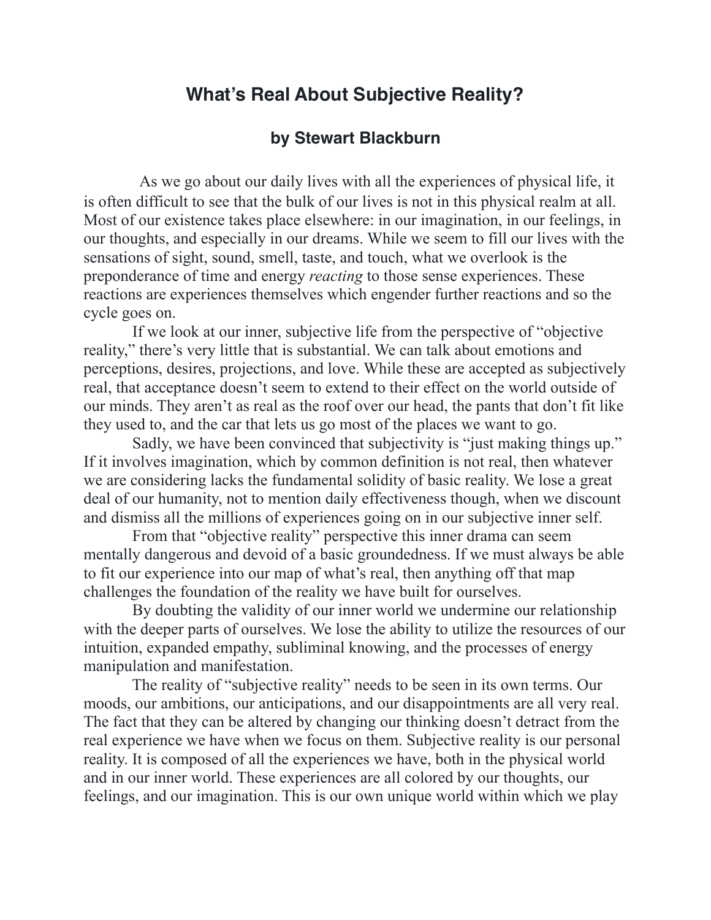# What's Real About Subjective Reality?

### by Stewart Blackburn

As we go about our daily lives with all the experiences of physical life, it is often difficult to see that the bulk of our lives is not in this physical realm at all. Most of our existence takes place elsewhere: in our imagination, in our feelings, in our thoughts, and especially in our dreams. While we seem to fill our lives with the sensations of sight, sound, smell, taste, and touch, what we overlook is the preponderance of time and energy *reacting* to those sense experiences. These reactions are experiences themselves which engender further reactions and so the cycle goes on.

If we look at our inner, subjective life from the perspective of "objective reality," there's very little that is substantial. We can talk about emotions and perceptions, desires, projections, and love. While these are accepted as subjectively real, that acceptance doesn't seem to extend to their effect on the world outside of our minds. They aren't as real as the roof over our head, the pants that don't fit like they used to, and the car that lets us go most of the places we want to go.

Sadly, we have been convinced that subjectivity is "just making things up." If it involves imagination, which by common definition is not real, then whatever we are considering lacks the fundamental solidity of basic reality. We lose a great deal of our humanity, not to mention daily effectiveness though, when we discount and dismiss all the millions of experiences going on in our subjective inner self.

From that "objective reality" perspective this inner drama can seem mentally dangerous and devoid of a basic groundedness. If we must always be able to fit our experience into our map of what's real, then anything off that map challenges the foundation of the reality we have built for ourselves.

By doubting the validity of our inner world we undermine our relationship with the deeper parts of ourselves. We lose the ability to utilize the resources of our intuition, expanded empathy, subliminal knowing, and the processes of energy manipulation and manifestation.

The reality of "subjective reality" needs to be seen in its own terms. Our moods, our ambitions, our anticipations, and our disappointments are all very real. The fact that they can be altered by changing our thinking doesn't detract from the real experience we have when we focus on them. Subjective reality is our personal reality. It is composed of all the experiences we have, both in the physical world and in our inner world. These experiences are all colored by our thoughts, our feelings, and our imagination. This is our own unique world within which we play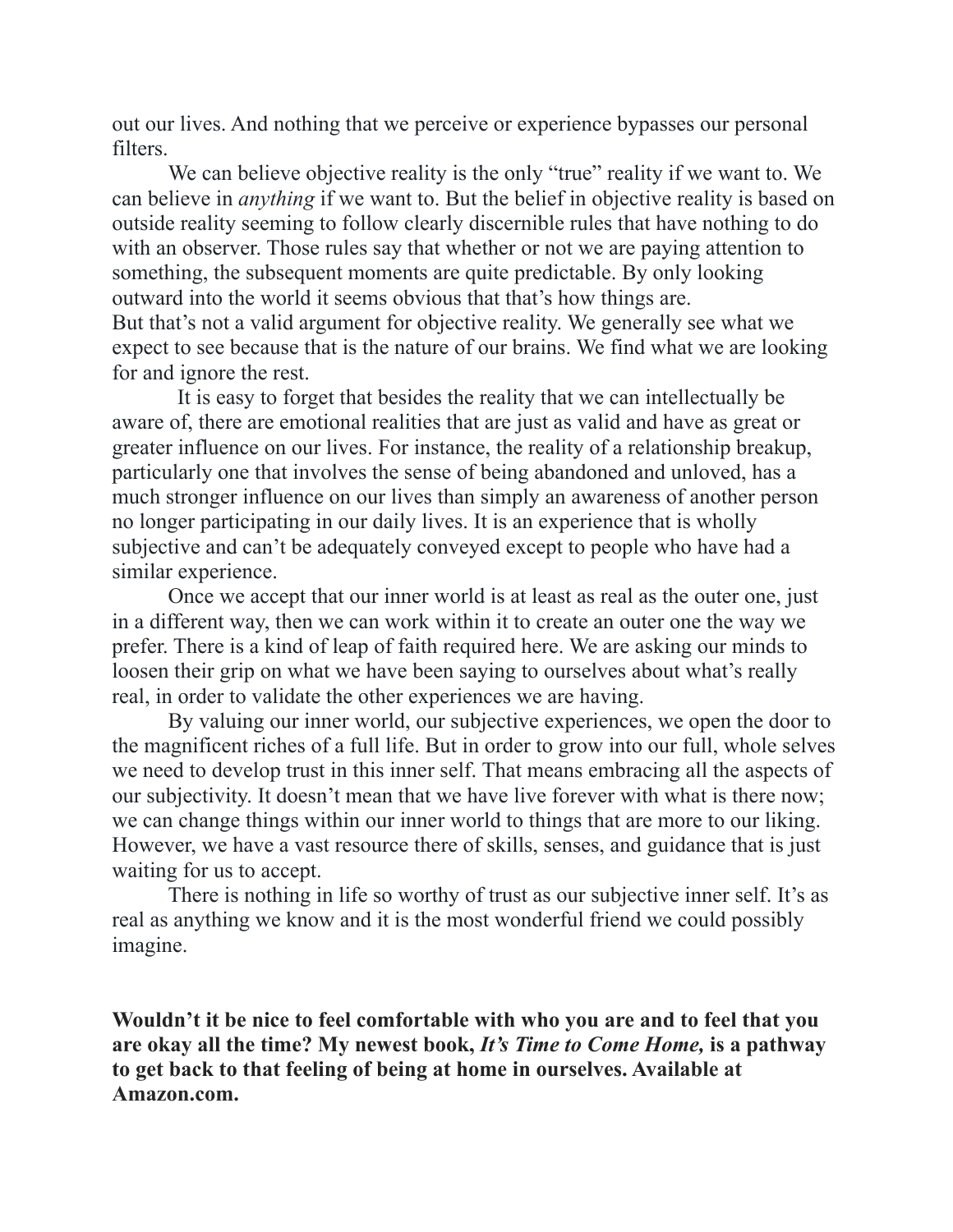out our lives. And nothing that we perceive or experience bypasses our personal filters.

We can believe objective reality is the only "true" reality if we want to. We can believe in *anything* if we want to. But the belief in objective reality is based on outside reality seeming to follow clearly discernible rules that have nothing to do with an observer. Those rules say that whether or not we are paying attention to something, the subsequent moments are quite predictable. By only looking outward into the world it seems obvious that that's how things are.

But that's not a valid argument for objective reality. We generally see what we expect to see because that is the nature of our brains. We find what we are looking for and ignore the rest.

It is easy to forget that besides the reality that we can intellectually be aware of, there are emotional realities that are just as valid and have as great or greater influence on our lives. For instance, the reality of a relationship breakup, particularly one that involves the sense of being abandoned and unloved, has a much stronger influence on our lives than simply an awareness of another person no longer participating in our daily lives. It is an experience that is wholly subjective and can't be adequately conveyed except to people who have had a similar experience.

Once we accept that our inner world is at least as real as the outer one, just in a different way, then we can work within it to create an outer one the way we prefer. There is a kind of leap of faith required here. We are asking our minds to loosen their grip on what we have been saying to ourselves about what's really real, in order to validate the other experiences we are having.

By valuing our inner world, our subjective experiences, we open the door to the magnificent riches of a full life. But in order to grow into our full, whole selves we need to develop trust in this inner self. That means embracing all the aspects of our subjectivity. It doesn't mean that we have live forever with what is there now; we can change things within our inner world to things that are more to our liking. However, we have a vast resource there of skills, senses, and guidance that is just waiting for us to accept.

There is nothing in life so worthy of trust as our subjective inner self. It's as real as anything we know and it is the most wonderful friend we could possibly imagine.

**Wouldn't it be nice to feel comfortable with who you are and to feel that you are okay all the time? My newest book, *It's Time to Come Home,* is a pathway to get back to that feeling of being at home in ourselves. Available at Amazon.com.**